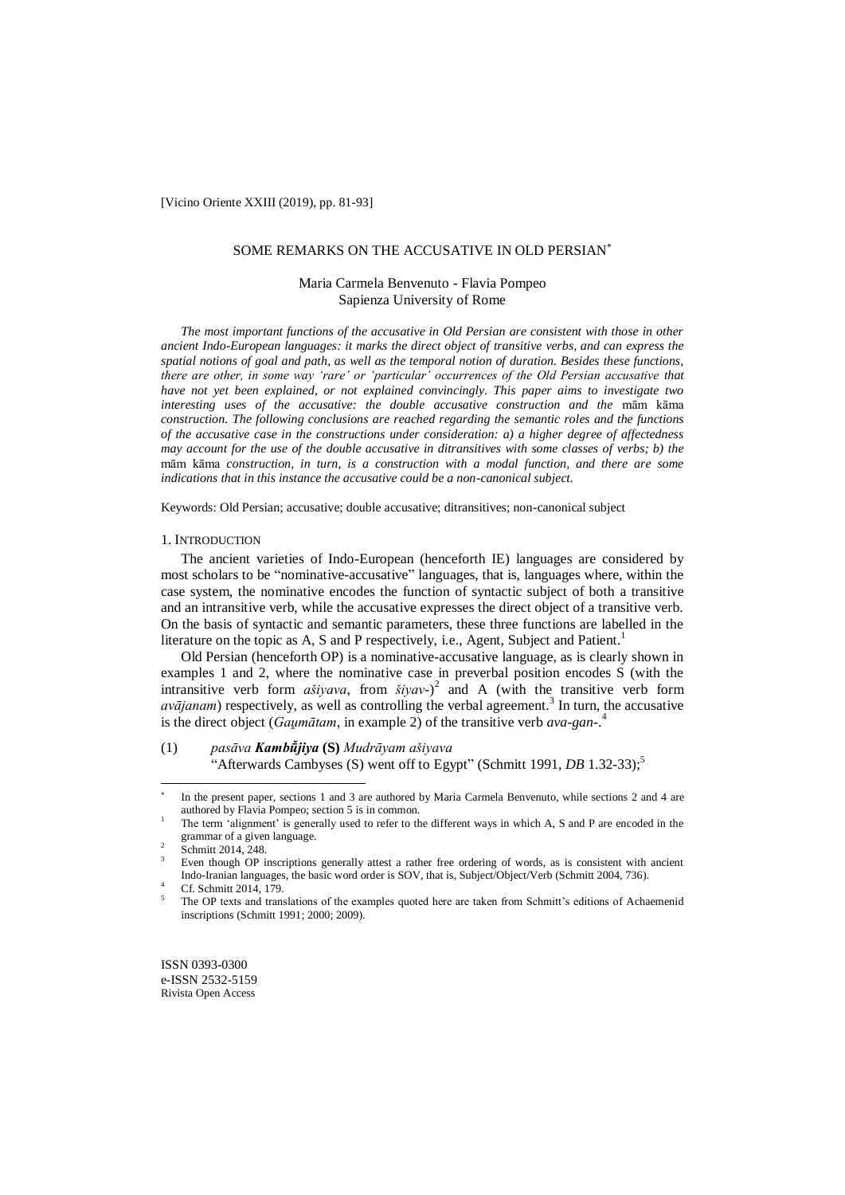[Vicino Oriente XXIII (2019), pp. 81-93]

# SOME REMARKS ON THE ACCUSATIVE IN OLD PERSIAN*

Maria Carmela Benvenuto - Flavia Pompeo
Sapienza University of Rome

*The most important functions of the accusative in Old Persian are consistent with those in other ancient Indo-European languages: it marks the direct object of transitive verbs, and can express the spatial notions of goal and path, as well as the temporal notion of duration. Besides these functions, there are other, in some way 'rare' or 'particular' occurrences of the Old Persian accusative that have not yet been explained, or not explained convincingly. This paper aims to investigate two interesting uses of the accusative: the double accusative construction and the* mām kāma *construction. The following conclusions are reached regarding the semantic roles and the functions of the accusative case in the constructions under consideration: a) a higher degree of affectedness may account for the use of the double accusative in ditransitives with some classes of verbs; b) the* mām kāma *construction, in turn, is a construction with a modal function, and there are some indications that in this instance the accusative could be a non-canonical subject.*

Keywords: Old Persian; accusative; double accusative; ditransitives; non-canonical subject

## 1. Introduction

The ancient varieties of Indo-European (henceforth IE) languages are considered by most scholars to be "nominative-accusative" languages, that is, languages where, within the case system, the nominative encodes the function of syntactic subject of both a transitive and an intransitive verb, while the accusative expresses the direct object of a transitive verb. On the basis of syntactic and semantic parameters, these three functions are labelled in the literature on the topic as A, S and P respectively, i.e., Agent, Subject and Patient.[1]

Old Persian (henceforth OP) is a nominative-accusative language, as is clearly shown in examples 1 and 2, where the nominative case in preverbal position encodes S (with the intransitive verb form *ašiyava*, from *šiyav-*)[2] and A (with the transitive verb form *avājanam*) respectively, as well as controlling the verbal agreement.[3] In turn, the accusative is the direct object (*Gaumātam*, in example 2) of the transitive verb *ava-gan-*.[4]

(1) *pasāva* ***Kambūjiya*** **(S)** *Mudrāyam ašiyava*
"Afterwards Cambyses (S) went off to Egypt" (Schmitt 1991, *DB* 1.32-33);[5]

---

* In the present paper, sections 1 and 3 are authored by Maria Carmela Benvenuto, while sections 2 and 4 are authored by Flavia Pompeo; section 5 is in common.

1 The term 'alignment' is generally used to refer to the different ways in which A, S and P are encoded in the grammar of a given language.

2 Schmitt 2014, 248.

3 Even though OP inscriptions generally attest a rather free ordering of words, as is consistent with ancient Indo-Iranian languages, the basic word order is SOV, that is, Subject/Object/Verb (Schmitt 2004, 736).

4 Cf. Schmitt 2014, 179.

5 The OP texts and translations of the examples quoted here are taken from Schmitt's editions of Achaemenid inscriptions (Schmitt 1991; 2000; 2009).

ISSN 0393-0300
e-ISSN 2532-5159
Rivista Open Access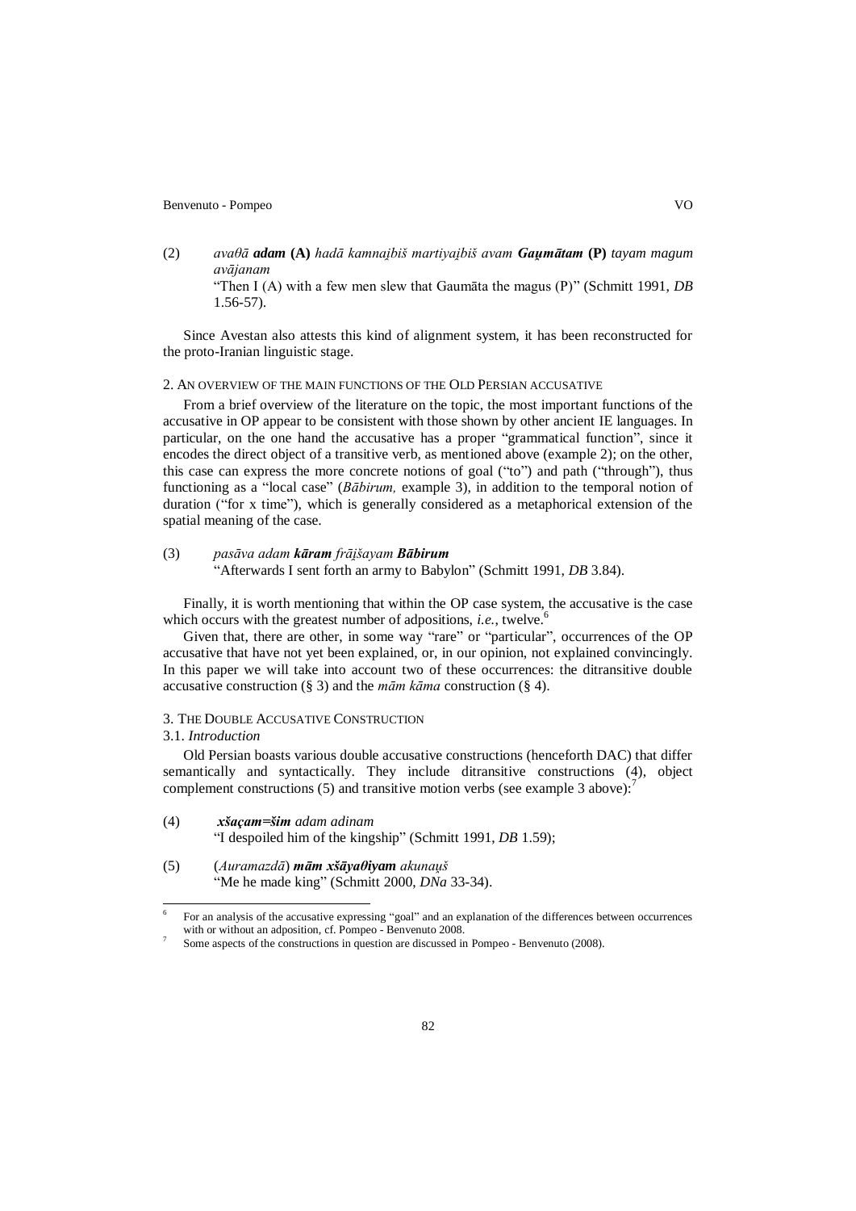(2) *avaθā* ***adam*** **(A)** *hadā kamnai̯biš martiyai̯biš avam* ***Gau̯mātam*** **(P)** *tayam magum avājanam*
"Then I (A) with a few men slew that Gaumāta the magus (P)" (Schmitt 1991, *DB* 1.56-57).

Since Avestan also attests this kind of alignment system, it has been reconstructed for the proto-Iranian linguistic stage.

## 2. An overview of the main functions of the Old Persian accusative

From a brief overview of the literature on the topic, the most important functions of the accusative in OP appear to be consistent with those shown by other ancient IE languages. In particular, on the one hand the accusative has a proper "grammatical function", since it encodes the direct object of a transitive verb, as mentioned above (example 2); on the other, this case can express the more concrete notions of goal ("to") and path ("through"), thus functioning as a "local case" (*Bābirum,* example 3), in addition to the temporal notion of duration ("for x time"), which is generally considered as a metaphorical extension of the spatial meaning of the case.

(3) *pasāva adam* ***kāram*** *frāi̯šayam* ***Bābirum***
"Afterwards I sent forth an army to Babylon" (Schmitt 1991, *DB* 3.84).

Finally, it is worth mentioning that within the OP case system, the accusative is the case which occurs with the greatest number of adpositions, *i.e.*, twelve.[6]

Given that, there are other, in some way "rare" or "particular", occurrences of the OP accusative that have not yet been explained, or, in our opinion, not explained convincingly. In this paper we will take into account two of these occurrences: the ditransitive double accusative construction (§ 3) and the *mām kāma* construction (§ 4).

## 3. The Double Accusative Construction

### 3.1. *Introduction*

Old Persian boasts various double accusative constructions (henceforth DAC) that differ semantically and syntactically. They include ditransitive constructions (4), object complement constructions (5) and transitive motion verbs (see example 3 above):[7]

(4) ***xšaçam=šim*** *adam adinam*
"I despoiled him of the kingship" (Schmitt 1991, *DB* 1.59);

(5) (*Auramazdā*) ***mām xšāyaθiyam*** *akunau̯š*
"Me he made king" (Schmitt 2000, *DNa* 33-34).

---

[6] For an analysis of the accusative expressing "goal" and an explanation of the differences between occurrences with or without an adposition, cf. Pompeo - Benvenuto 2008.

[7] Some aspects of the constructions in question are discussed in Pompeo - Benvenuto (2008).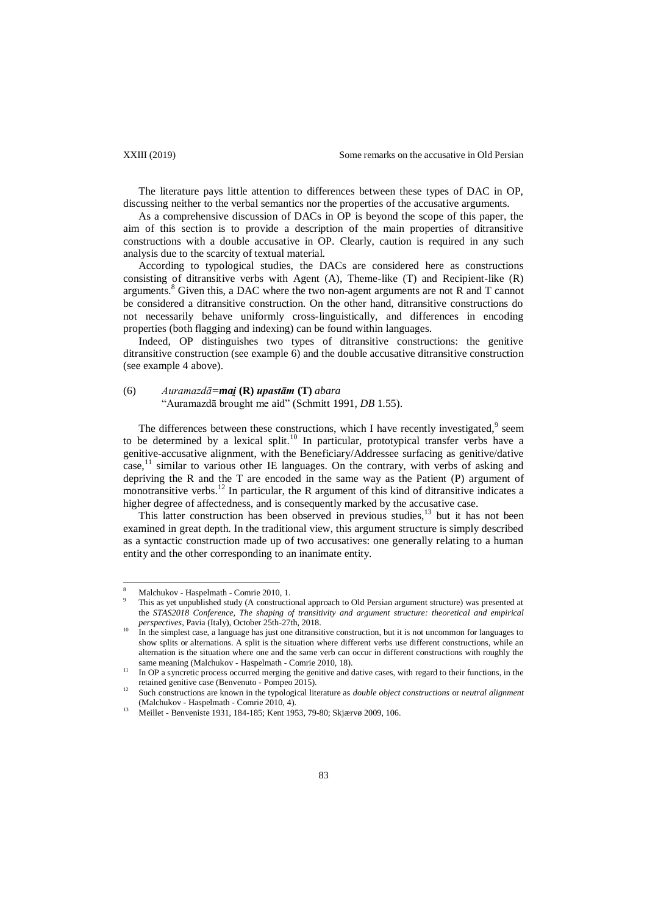The literature pays little attention to differences between these types of DAC in OP, discussing neither to the verbal semantics nor the properties of the accusative arguments.

As a comprehensive discussion of DACs in OP is beyond the scope of this paper, the aim of this section is to provide a description of the main properties of ditransitive constructions with a double accusative in OP. Clearly, caution is required in any such analysis due to the scarcity of textual material.

According to typological studies, the DACs are considered here as constructions consisting of ditransitive verbs with Agent (A), Theme-like (T) and Recipient-like (R) arguments.[8] Given this, a DAC where the two non-agent arguments are not R and T cannot be considered a ditransitive construction. On the other hand, ditransitive constructions do not necessarily behave uniformly cross-linguistically, and differences in encoding properties (both flagging and indexing) can be found within languages.

Indeed, OP distinguishes two types of ditransitive constructions: the genitive ditransitive construction (see example 6) and the double accusative ditransitive construction (see example 4 above).

(6) *Auramazdā=**mai̯*** **(R)** ***upastām*** **(T)** *abara*
"Auramazdā brought me aid" (Schmitt 1991, *DB* 1.55).

The differences between these constructions, which I have recently investigated,[9] seem to be determined by a lexical split.[10] In particular, prototypical transfer verbs have a genitive-accusative alignment, with the Beneficiary/Addressee surfacing as genitive/dative case,[11] similar to various other IE languages. On the contrary, with verbs of asking and depriving the R and the T are encoded in the same way as the Patient (P) argument of monotransitive verbs.[12] In particular, the R argument of this kind of ditransitive indicates a higher degree of affectedness, and is consequently marked by the accusative case.

This latter construction has been observed in previous studies,[13] but it has not been examined in great depth. In the traditional view, this argument structure is simply described as a syntactic construction made up of two accusatives: one generally relating to a human entity and the other corresponding to an inanimate entity.

---

[8] Malchukov - Haspelmath - Comrie 2010, 1.

[9] This as yet unpublished study (A constructional approach to Old Persian argument structure) was presented at the *STAS2018 Conference, The shaping of transitivity and argument structure: theoretical and empirical perspectives*, Pavia (Italy), October 25th-27th, 2018.

[10] In the simplest case, a language has just one ditransitive construction, but it is not uncommon for languages to show splits or alternations. A split is the situation where different verbs use different constructions, while an alternation is the situation where one and the same verb can occur in different constructions with roughly the same meaning (Malchukov - Haspelmath - Comrie 2010, 18).

[11] In OP a syncretic process occurred merging the genitive and dative cases, with regard to their functions, in the retained genitive case (Benvenuto - Pompeo 2015).

[12] Such constructions are known in the typological literature as *double object constructions* or *neutral alignment* (Malchukov - Haspelmath - Comrie 2010, 4).

[13] Meillet - Benveniste 1931, 184-185; Kent 1953, 79-80; Skjærvø 2009, 106.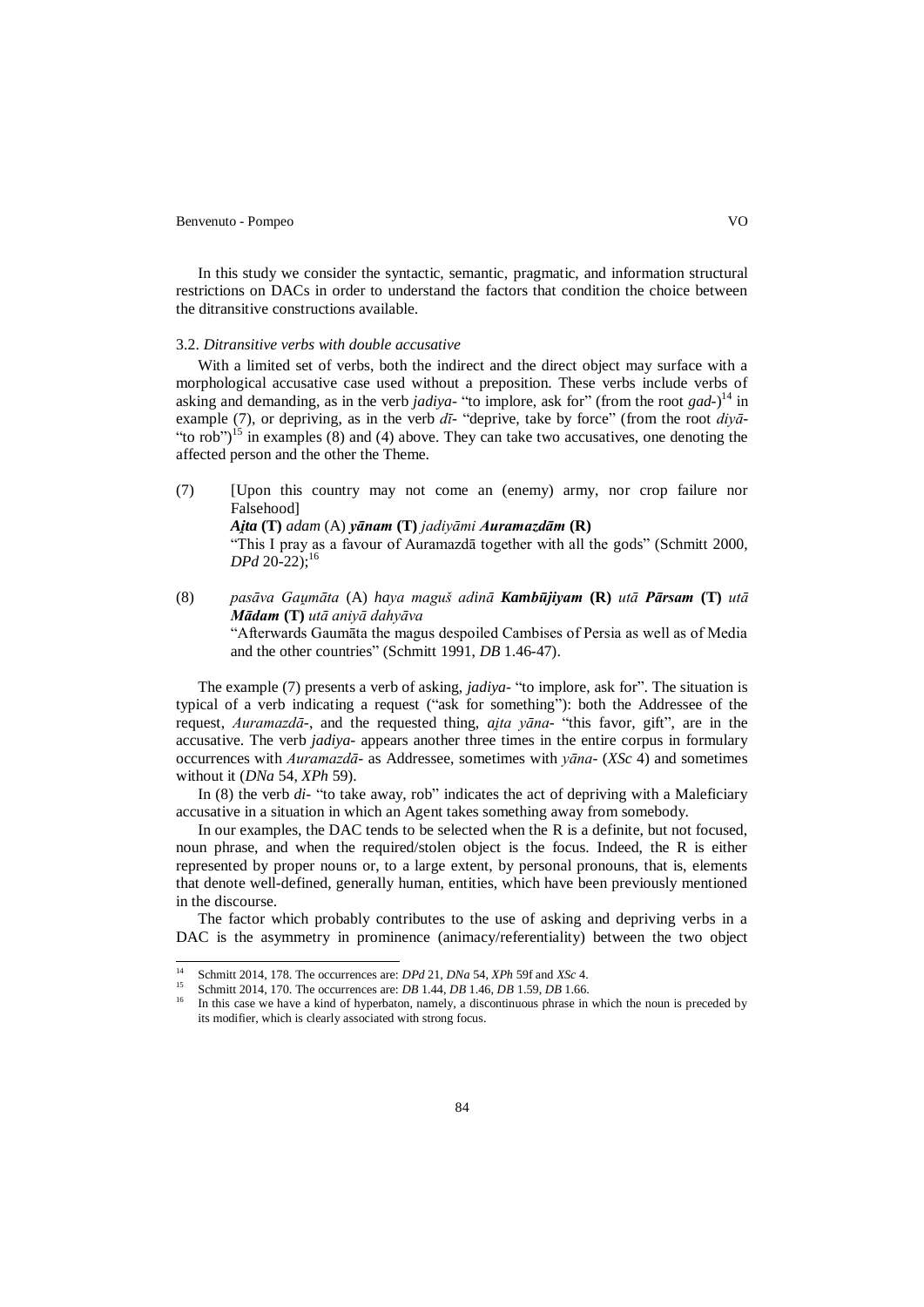In this study we consider the syntactic, semantic, pragmatic, and information structural restrictions on DACs in order to understand the factors that condition the choice between the ditransitive constructions available.

### 3.2. *Ditransitive verbs with double accusative*

With a limited set of verbs, both the indirect and the direct object may surface with a morphological accusative case used without a preposition. These verbs include verbs of asking and demanding, as in the verb *jadiya-* "to implore, ask for" (from the root *gad-*)[14] in example (7), or depriving, as in the verb *dī-* "deprive, take by force" (from the root *diyā-* "to rob")[15] in examples (8) and (4) above. They can take two accusatives, one denoting the affected person and the other the Theme.

(7) [Upon this country may not come an (enemy) army, nor crop failure nor Falsehood]
***Ai̯ta*** **(T)** *adam* (A) ***yānam*** **(T)** *jadiyāmi* ***Auramazdām*** **(R)**
"This I pray as a favour of Auramazdā together with all the gods" (Schmitt 2000, *DPd* 20-22);[16]

(8) *pasāva Gau̯māta* (A) *haya maguš adinā* ***Kambūjiyam*** **(R)** *utā* ***Pārsam*** **(T)** *utā* ***Mādam*** **(T)** *utā aniyā dahyāva*
"Afterwards Gaumāta the magus despoiled Cambises of Persia as well as of Media and the other countries" (Schmitt 1991, *DB* 1.46-47).

The example (7) presents a verb of asking, *jadiya-* "to implore, ask for". The situation is typical of a verb indicating a request ("ask for something"): both the Addressee of the request, *Auramazdā-*, and the requested thing, *ai̯ta yāna-* "this favor, gift", are in the accusative. The verb *jadiya-* appears another three times in the entire corpus in formulary occurrences with *Auramazdā-* as Addressee, sometimes with *yāna-* (*XSc* 4) and sometimes without it (*DNa* 54, *XPh* 59).

In (8) the verb *di-* "to take away, rob" indicates the act of depriving with a Maleficiary accusative in a situation in which an Agent takes something away from somebody.

In our examples, the DAC tends to be selected when the R is a definite, but not focused, noun phrase, and when the required/stolen object is the focus. Indeed, the R is either represented by proper nouns or, to a large extent, by personal pronouns, that is, elements that denote well-defined, generally human, entities, which have been previously mentioned in the discourse.

The factor which probably contributes to the use of asking and depriving verbs in a DAC is the asymmetry in prominence (animacy/referentiality) between the two object

---

[14] Schmitt 2014, 178. The occurrences are: *DPd* 21, *DNa* 54, *XPh* 59f and *XSc* 4.

[15] Schmitt 2014, 170. The occurrences are: *DB* 1.44, *DB* 1.46, *DB* 1.59, *DB* 1.66.

[16] In this case we have a kind of hyperbaton, namely, a discontinuous phrase in which the noun is preceded by its modifier, which is clearly associated with strong focus.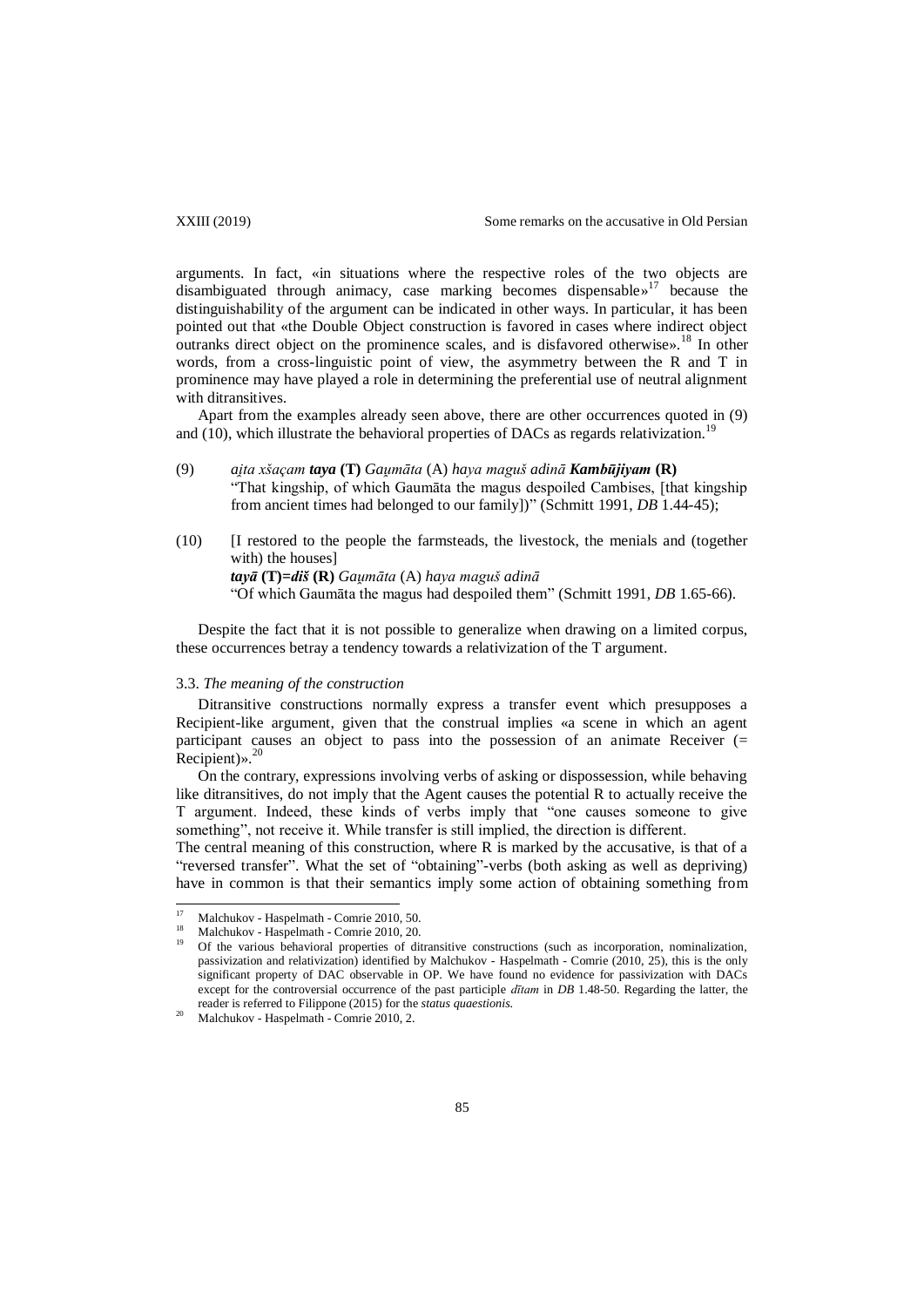arguments. In fact, «in situations where the respective roles of the two objects are disambiguated through animacy, case marking becomes dispensable»[17] because the distinguishability of the argument can be indicated in other ways. In particular, it has been pointed out that «the Double Object construction is favored in cases where indirect object outranks direct object on the prominence scales, and is disfavored otherwise».[18] In other words, from a cross-linguistic point of view, the asymmetry between the R and T in prominence may have played a role in determining the preferential use of neutral alignment with ditransitives.

Apart from the examples already seen above, there are other occurrences quoted in (9) and (10), which illustrate the behavioral properties of DACs as regards relativization.[19]

(9) *ai̯ta xšaçam* ***taya*** **(T)** *Gau̯māta* (A) *haya maguš adinā* ***Kambūjiyam*** **(R)**
"That kingship, of which Gaumāta the magus despoiled Cambises, [that kingship from ancient times had belonged to our family])" (Schmitt 1991, *DB* 1.44-45);

(10) [I restored to the people the farmsteads, the livestock, the menials and (together with) the houses]
***tayā*** **(T)=*diš*** **(R)** *Gau̯māta* (A) *haya maguš adinā*
"Of which Gaumāta the magus had despoiled them" (Schmitt 1991, *DB* 1.65-66).

Despite the fact that it is not possible to generalize when drawing on a limited corpus, these occurrences betray a tendency towards a relativization of the T argument.

### 3.3. *The meaning of the construction*

Ditransitive constructions normally express a transfer event which presupposes a Recipient-like argument, given that the construal implies «a scene in which an agent participant causes an object to pass into the possession of an animate Receiver (= Recipient)».[20]

On the contrary, expressions involving verbs of asking or dispossession, while behaving like ditransitives, do not imply that the Agent causes the potential R to actually receive the T argument. Indeed, these kinds of verbs imply that "one causes someone to give something", not receive it. While transfer is still implied, the direction is different.
The central meaning of this construction, where R is marked by the accusative, is that of a "reversed transfer". What the set of "obtaining"-verbs (both asking as well as depriving) have in common is that their semantics imply some action of obtaining something from

---

[17] Malchukov - Haspelmath - Comrie 2010, 50.

[18] Malchukov - Haspelmath - Comrie 2010, 20.

[19] Of the various behavioral properties of ditransitive constructions (such as incorporation, nominalization, passivization and relativization) identified by Malchukov - Haspelmath - Comrie (2010, 25), this is the only significant property of DAC observable in OP. We have found no evidence for passivization with DACs except for the controversial occurrence of the past participle *dītam* in *DB* 1.48-50. Regarding the latter, the reader is referred to Filippone (2015) for the *status quaestionis.*

[20] Malchukov - Haspelmath - Comrie 2010, 2.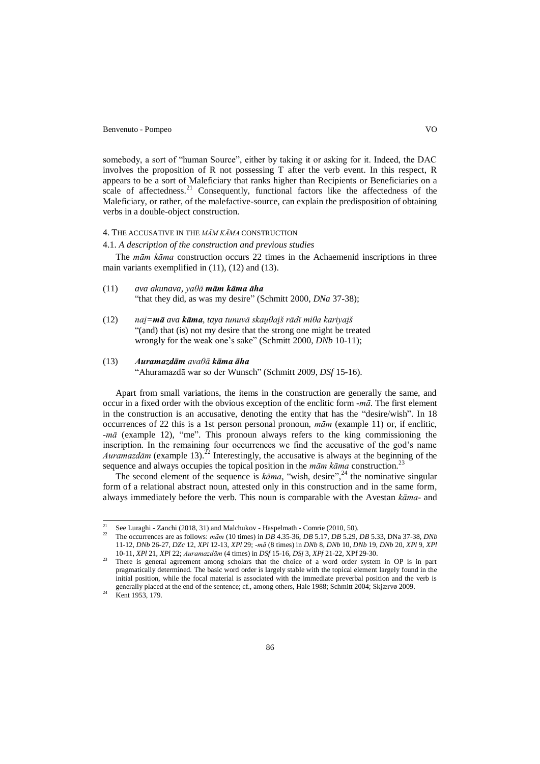somebody, a sort of "human Source", either by taking it or asking for it. Indeed, the DAC involves the proposition of R not possessing T after the verb event. In this respect, R appears to be a sort of Maleficiary that ranks higher than Recipients or Beneficiaries on a scale of affectedness.[21] Consequently, functional factors like the affectedness of the Maleficiary, or rather, of the malefactive-source, can explain the predisposition of obtaining verbs in a double-object construction.

## 4. The accusative in the *mām kāma* construction

### 4.1. *A description of the construction and previous studies*

The *mām kāma* construction occurs 22 times in the Achaemenid inscriptions in three main variants exemplified in (11), (12) and (13).

(11) *ava akunava, yaθā* ***mām kāma āha***
"that they did, as was my desire" (Schmitt 2000, *DNa* 37-38);

(12) *nai̯=****mā*** *ava* ***kāma****, taya tunuvā skau̯θai̯š rādī miθa kariyai̯š*
"(and) that (is) not my desire that the strong one might be treated wrongly for the weak one's sake" (Schmitt 2000, *DNb* 10-11);

(13) ***Auramazdām*** *avaθā* ***kāma āha***
"Ahuramazdā war so der Wunsch" (Schmitt 2009, *DSf* 15-16).

Apart from small variations, the items in the construction are generally the same, and occur in a fixed order with the obvious exception of the enclitic form *-mā*. The first element in the construction is an accusative, denoting the entity that has the "desire/wish". In 18 occurrences of 22 this is a 1st person personal pronoun, *mām* (example 11) or, if enclitic, *-mā* (example 12), "me". This pronoun always refers to the king commissioning the inscription. In the remaining four occurrences we find the accusative of the god's name *Auramazdām* (example 13).[22] Interestingly, the accusative is always at the beginning of the sequence and always occupies the topical position in the *mām kāma* construction.[23]

The second element of the sequence is *kāma*, "wish, desire",[24] the nominative singular form of a relational abstract noun, attested only in this construction and in the same form, always immediately before the verb. This noun is comparable with the Avestan *kāma-* and

---

[21] See Luraghi - Zanchi (2018, 31) and Malchukov - Haspelmath - Comrie (2010, 50).

[22] The occurrences are as follows: *mām* (10 times) in *DB* 4.35-36, *DB* 5.17, *DB* 5.29, *DB* 5.33, DNa 37-38, *DNb* 11-12, *DNb* 26-27, *DZc* 12, *XPl* 12-13, *XPl* 29; *-mā* (8 times) in *DNb* 8, *DNb* 10, *DNb* 19, *DNb* 20, *XPl* 9, *XPl* 10-11, *XPl* 21, *XPl* 22; *Auramazdām* (4 times) in *DSf* 15-16, *DSj* 3, *XPf* 21-22, XPf 29-30.

[23] There is general agreement among scholars that the choice of a word order system in OP is in part pragmatically determined. The basic word order is largely stable with the topical element largely found in the initial position, while the focal material is associated with the immediate preverbal position and the verb is generally placed at the end of the sentence; cf., among others, Hale 1988; Schmitt 2004; Skjærvø 2009.

[24] Kent 1953, 179.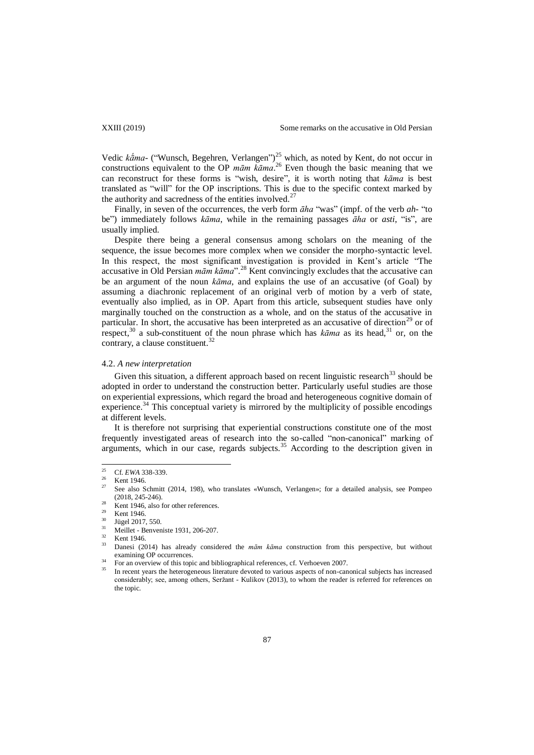Vedic *kā́ma-* ("Wunsch, Begehren, Verlangen")[25] which, as noted by Kent, do not occur in constructions equivalent to the OP *mām kāma*.[26] Even though the basic meaning that we can reconstruct for these forms is "wish, desire", it is worth noting that *kāma* is best translated as "will" for the OP inscriptions. This is due to the specific context marked by the authority and sacredness of the entities involved.[27]

Finally, in seven of the occurrences, the verb form *āha* "was" (impf. of the verb *ah-* "to be") immediately follows *kāma*, while in the remaining passages *āha* or *asti*, "is", are usually implied.

Despite there being a general consensus among scholars on the meaning of the sequence, the issue becomes more complex when we consider the morpho-syntactic level. In this respect, the most significant investigation is provided in Kent's article "The accusative in Old Persian *mām kāma*".[28] Kent convincingly excludes that the accusative can be an argument of the noun *kāma*, and explains the use of an accusative (of Goal) by assuming a diachronic replacement of an original verb of motion by a verb of state, eventually also implied, as in OP. Apart from this article, subsequent studies have only marginally touched on the construction as a whole, and on the status of the accusative in particular. In short, the accusative has been interpreted as an accusative of direction[29] or of respect,[30] a sub-constituent of the noun phrase which has *kāma* as its head,[31] or, on the contrary, a clause constituent.[32]

### 4.2. *A new interpretation*

Given this situation, a different approach based on recent linguistic research[33] should be adopted in order to understand the construction better. Particularly useful studies are those on experiential expressions, which regard the broad and heterogeneous cognitive domain of experience.[34] This conceptual variety is mirrored by the multiplicity of possible encodings at different levels.

It is therefore not surprising that experiential constructions constitute one of the most frequently investigated areas of research into the so-called "non-canonical" marking of arguments, which in our case, regards subjects.[35] According to the description given in

---

[25] Cf. *EWA* 338-339.

[26] Kent 1946.

[27] See also Schmitt (2014, 198), who translates «Wunsch, Verlangen»; for a detailed analysis, see Pompeo (2018, 245-246).

[28] Kent 1946, also for other references.

[29] Kent 1946.

[30] Jügel 2017, 550.

[31] Meillet - Benveniste 1931, 206-207.

[32] Kent 1946.

[33] Danesi (2014) has already considered the *mām kāma* construction from this perspective, but without examining OP occurrences.

[34] For an overview of this topic and bibliographical references, cf. Verhoeven 2007.

[35] In recent years the heterogeneous literature devoted to various aspects of non-canonical subjects has increased considerably; see, among others, Seržant - Kulikov (2013), to whom the reader is referred for references on the topic.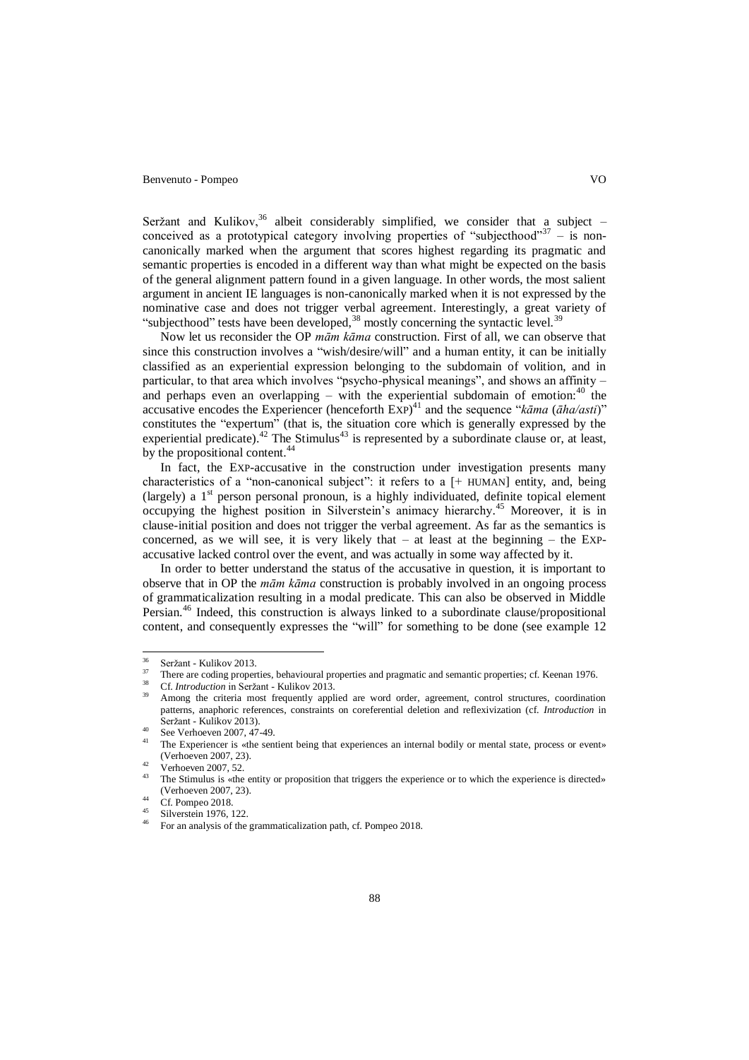Seržant and Kulikov,[36] albeit considerably simplified, we consider that a subject – conceived as a prototypical category involving properties of "subjecthood"[37] – is non-canonically marked when the argument that scores highest regarding its pragmatic and semantic properties is encoded in a different way than what might be expected on the basis of the general alignment pattern found in a given language. In other words, the most salient argument in ancient IE languages is non-canonically marked when it is not expressed by the nominative case and does not trigger verbal agreement. Interestingly, a great variety of "subjecthood" tests have been developed,[38] mostly concerning the syntactic level.[39]

Now let us reconsider the OP *mām kāma* construction. First of all, we can observe that since this construction involves a "wish/desire/will" and a human entity, it can be initially classified as an experiential expression belonging to the subdomain of volition, and in particular, to that area which involves "psycho-physical meanings", and shows an affinity – and perhaps even an overlapping – with the experiential subdomain of emotion:[40] the accusative encodes the Experiencer (henceforth EXP)[41] and the sequence "*kāma* (*āha/asti*)" constitutes the "expertum" (that is, the situation core which is generally expressed by the experiential predicate).[42] The Stimulus[43] is represented by a subordinate clause or, at least, by the propositional content.[44]

In fact, the EXP-accusative in the construction under investigation presents many characteristics of a "non-canonical subject": it refers to a [+ HUMAN] entity, and, being (largely) a 1st person personal pronoun, is a highly individuated, definite topical element occupying the highest position in Silverstein's animacy hierarchy.[45] Moreover, it is in clause-initial position and does not trigger the verbal agreement. As far as the semantics is concerned, as we will see, it is very likely that – at least at the beginning – the EXP-accusative lacked control over the event, and was actually in some way affected by it.

In order to better understand the status of the accusative in question, it is important to observe that in OP the *mām kāma* construction is probably involved in an ongoing process of grammaticalization resulting in a modal predicate. This can also be observed in Middle Persian.[46] Indeed, this construction is always linked to a subordinate clause/propositional content, and consequently expresses the "will" for something to be done (see example 12

---

[36] Seržant - Kulikov 2013.

[37] There are coding properties, behavioural properties and pragmatic and semantic properties; cf. Keenan 1976.

[38] Cf. *Introduction* in Seržant - Kulikov 2013.

[39] Among the criteria most frequently applied are word order, agreement, control structures, coordination patterns, anaphoric references, constraints on coreferential deletion and reflexivization (cf. *Introduction* in Seržant - Kulikov 2013).

[40] See Verhoeven 2007, 47-49.

[41] The Experiencer is «the sentient being that experiences an internal bodily or mental state, process or event» (Verhoeven 2007, 23).

[42] Verhoeven 2007, 52.

[43] The Stimulus is «the entity or proposition that triggers the experience or to which the experience is directed» (Verhoeven 2007, 23).

[44] Cf. Pompeo 2018.

[45] Silverstein 1976, 122.

[46] For an analysis of the grammaticalization path, cf. Pompeo 2018.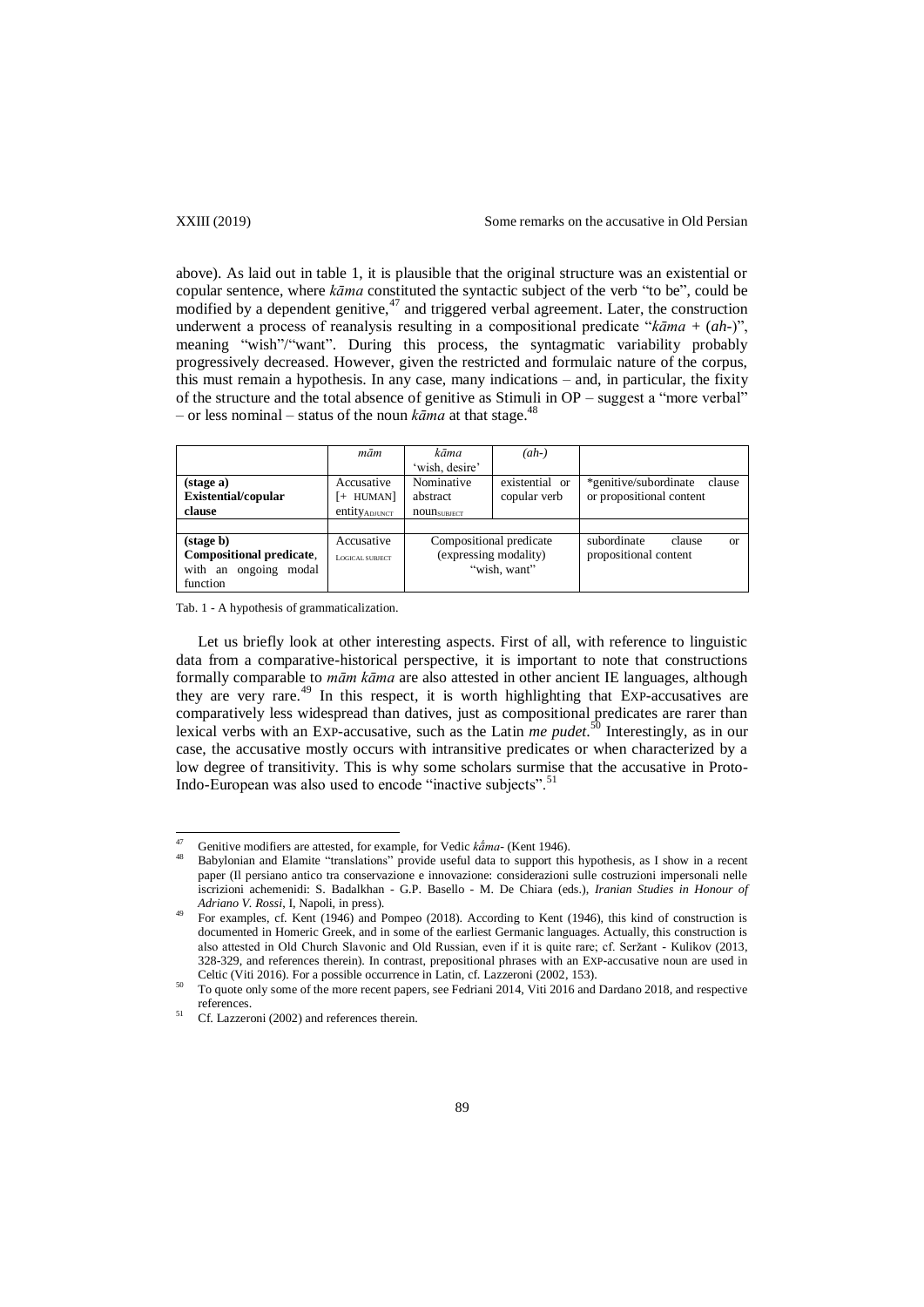above). As laid out in table 1, it is plausible that the original structure was an existential or copular sentence, where *kāma* constituted the syntactic subject of the verb "to be", could be modified by a dependent genitive,[47] and triggered verbal agreement. Later, the construction underwent a process of reanalysis resulting in a compositional predicate "*kāma* + (*ah*-)", meaning "wish"/"want". During this process, the syntagmatic variability probably progressively decreased. However, given the restricted and formulaic nature of the corpus, this must remain a hypothesis. In any case, many indications – and, in particular, the fixity of the structure and the total absence of genitive as Stimuli in OP – suggest a "more verbal" – or less nominal – status of the noun *kāma* at that stage.[48]

| | *mām* | *kāma* 'wish, desire' | *(ah-)* | |
|---|---|---|---|---|
| **(stage a) Existential/copular clause** | Accusative [+ HUMAN] entity$_{\text{ADJUNCT}}$ | Nominative abstract noun$_{\text{SUBJECT}}$ | existential or copular verb | *genitive/subordinate clause or propositional content |
| **(stage b) Compositional predicate**, with an ongoing modal function | Accusative $_{\text{LOGICAL SUBJECT}}$ | Compositional predicate (expressing modality) "wish, want" | | subordinate clause or propositional content |

Tab. 1 - A hypothesis of grammaticalization.

Let us briefly look at other interesting aspects. First of all, with reference to linguistic data from a comparative-historical perspective, it is important to note that constructions formally comparable to *mām kāma* are also attested in other ancient IE languages, although they are very rare.[49] In this respect, it is worth highlighting that EXP-accusatives are comparatively less widespread than datives, just as compositional predicates are rarer than lexical verbs with an EXP-accusative, such as the Latin *me pudet*.[50] Interestingly, as in our case, the accusative mostly occurs with intransitive predicates or when characterized by a low degree of transitivity. This is why some scholars surmise that the accusative in Proto-Indo-European was also used to encode "inactive subjects".[51]

---

[47] Genitive modifiers are attested, for example, for Vedic *kā́ma*- (Kent 1946).

[48] Babylonian and Elamite "translations" provide useful data to support this hypothesis, as I show in a recent paper (Il persiano antico tra conservazione e innovazione: considerazioni sulle costruzioni impersonali nelle iscrizioni achemenidi: S. Badalkhan - G.P. Basello - M. De Chiara (eds.), *Iranian Studies in Honour of Adriano V. Rossi*, I, Napoli, in press).

[49] For examples, cf. Kent (1946) and Pompeo (2018). According to Kent (1946), this kind of construction is documented in Homeric Greek, and in some of the earliest Germanic languages. Actually, this construction is also attested in Old Church Slavonic and Old Russian, even if it is quite rare; cf. Seržant - Kulikov (2013, 328-329, and references therein). In contrast, prepositional phrases with an EXP-accusative noun are used in Celtic (Viti 2016). For a possible occurrence in Latin, cf. Lazzeroni (2002, 153).

[50] To quote only some of the more recent papers, see Fedriani 2014, Viti 2016 and Dardano 2018, and respective references.

[51] Cf. Lazzeroni (2002) and references therein.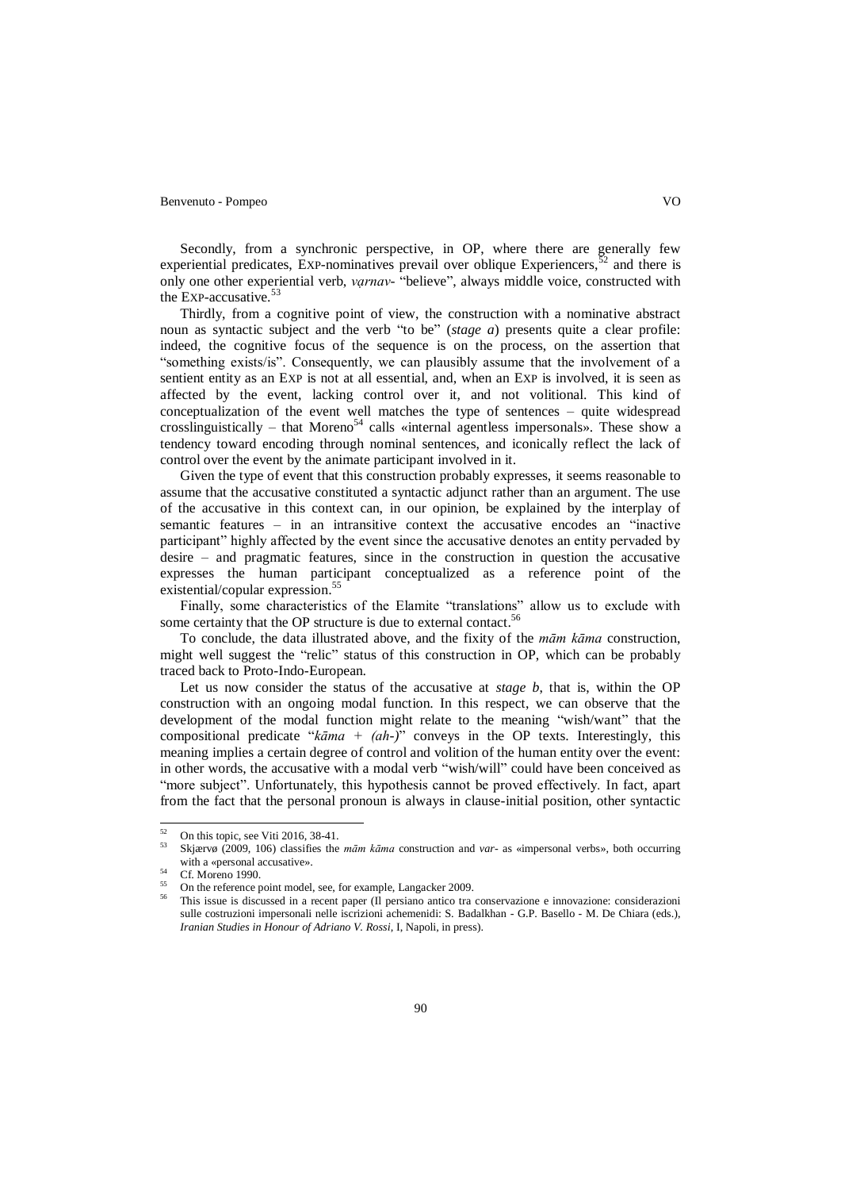Secondly, from a synchronic perspective, in OP, where there are generally few experiential predicates, EXP-nominatives prevail over oblique Experiencers,[52] and there is only one other experiential verb, *vạrnav-* "believe", always middle voice, constructed with the EXP-accusative.[53]

Thirdly, from a cognitive point of view, the construction with a nominative abstract noun as syntactic subject and the verb "to be" (*stage a*) presents quite a clear profile: indeed, the cognitive focus of the sequence is on the process, on the assertion that "something exists/is". Consequently, we can plausibly assume that the involvement of a sentient entity as an EXP is not at all essential, and, when an EXP is involved, it is seen as affected by the event, lacking control over it, and not volitional. This kind of conceptualization of the event well matches the type of sentences – quite widespread crosslinguistically – that Moreno[54] calls «internal agentless impersonals». These show a tendency toward encoding through nominal sentences, and iconically reflect the lack of control over the event by the animate participant involved in it.

Given the type of event that this construction probably expresses, it seems reasonable to assume that the accusative constituted a syntactic adjunct rather than an argument. The use of the accusative in this context can, in our opinion, be explained by the interplay of semantic features – in an intransitive context the accusative encodes an "inactive participant" highly affected by the event since the accusative denotes an entity pervaded by desire – and pragmatic features, since in the construction in question the accusative expresses the human participant conceptualized as a reference point of the existential/copular expression.[55]

Finally, some characteristics of the Elamite "translations" allow us to exclude with some certainty that the OP structure is due to external contact.[56]

To conclude, the data illustrated above, and the fixity of the *mām kāma* construction, might well suggest the "relic" status of this construction in OP, which can be probably traced back to Proto-Indo-European.

Let us now consider the status of the accusative at *stage b*, that is, within the OP construction with an ongoing modal function. In this respect, we can observe that the development of the modal function might relate to the meaning "wish/want" that the compositional predicate "*kāma + (ah-)*" conveys in the OP texts. Interestingly, this meaning implies a certain degree of control and volition of the human entity over the event: in other words, the accusative with a modal verb "wish/will" could have been conceived as "more subject". Unfortunately, this hypothesis cannot be proved effectively. In fact, apart from the fact that the personal pronoun is always in clause-initial position, other syntactic

---

[52] On this topic, see Viti 2016, 38-41.

[53] Skjærvø (2009, 106) classifies the *mām kāma* construction and *var-* as «impersonal verbs», both occurring with a «personal accusative».

[54] Cf. Moreno 1990.

[55] On the reference point model, see, for example, Langacker 2009.

[56] This issue is discussed in a recent paper (Il persiano antico tra conservazione e innovazione: considerazioni sulle costruzioni impersonali nelle iscrizioni achemenidi: S. Badalkhan - G.P. Basello - M. De Chiara (eds.), *Iranian Studies in Honour of Adriano V. Rossi*, I, Napoli, in press).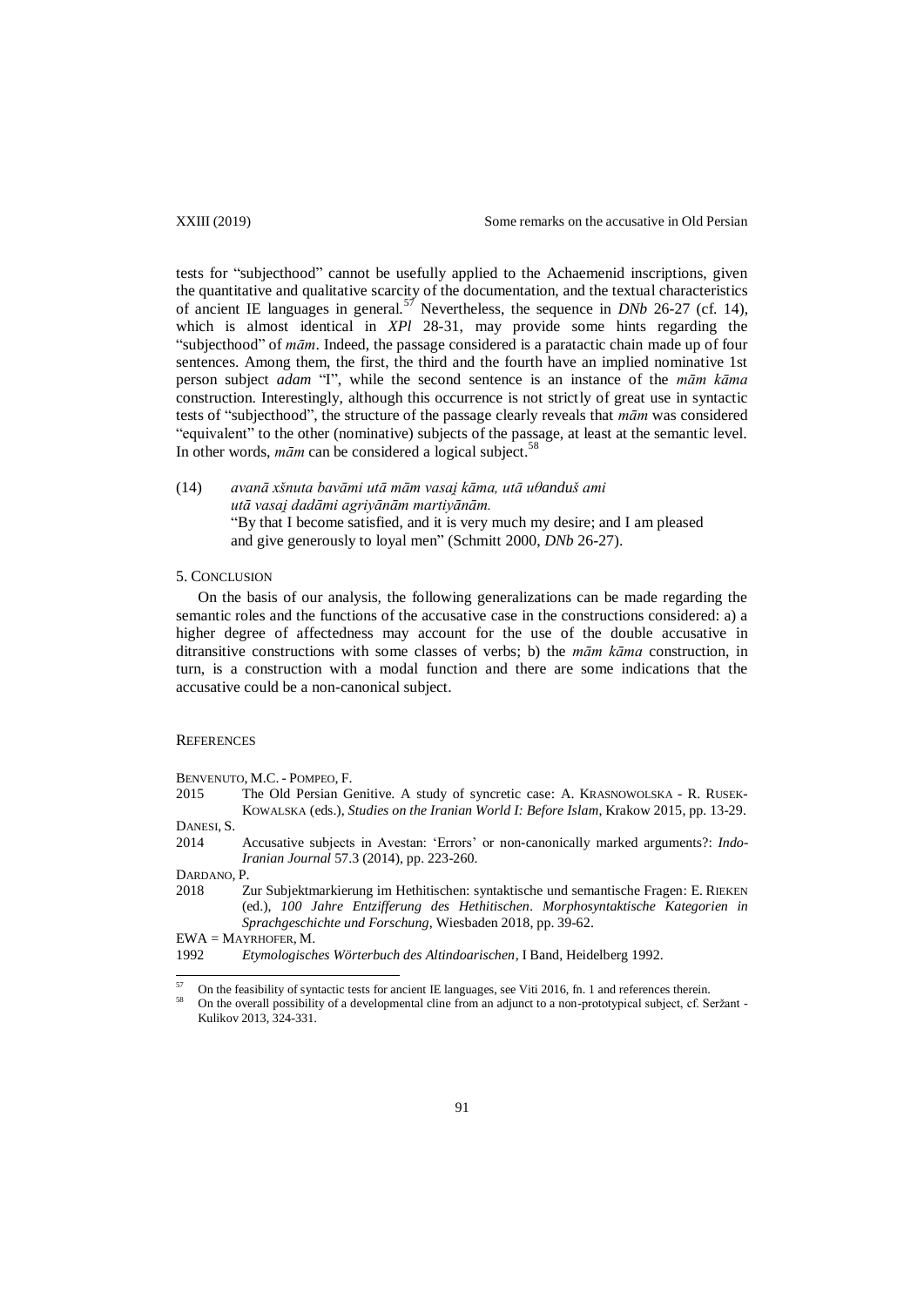tests for "subjecthood" cannot be usefully applied to the Achaemenid inscriptions, given the quantitative and qualitative scarcity of the documentation, and the textual characteristics of ancient IE languages in general.[57] Nevertheless, the sequence in *DNb* 26-27 (cf. 14), which is almost identical in *XPl* 28-31, may provide some hints regarding the "subjecthood" of *mām*. Indeed, the passage considered is a paratactic chain made up of four sentences. Among them, the first, the third and the fourth have an implied nominative 1st person subject *adam* "I", while the second sentence is an instance of the *mām kāma* construction. Interestingly, although this occurrence is not strictly of great use in syntactic tests of "subjecthood", the structure of the passage clearly reveals that *mām* was considered "equivalent" to the other (nominative) subjects of the passage, at least at the semantic level. In other words, *mām* can be considered a logical subject.[58]

(14) *avanā xšnuta bavāmi utā mām vasai̯ kāma, utā uθanduš ami*
*utā vasai̯ dadāmi agriyānām martiyānām.*
"By that I become satisfied, and it is very much my desire; and I am pleased and give generously to loyal men" (Schmitt 2000, *DNb* 26-27).

## 5. Conclusion

On the basis of our analysis, the following generalizations can be made regarding the semantic roles and the functions of the accusative case in the constructions considered: a) a higher degree of affectedness may account for the use of the double accusative in ditransitive constructions with some classes of verbs; b) the *mām kāma* construction, in turn, is a construction with a modal function and there are some indications that the accusative could be a non-canonical subject.

## References

Benvenuto, M.C. - Pompeo, F.

2015 The Old Persian Genitive. A study of syncretic case: A. Krasnowolska - R. Rusek-Kowalska (eds.), *Studies on the Iranian World I: Before Islam*, Krakow 2015, pp. 13-29.

Danesi, S.

2014 Accusative subjects in Avestan: 'Errors' or non-canonically marked arguments?: *Indo-Iranian Journal* 57.3 (2014), pp. 223-260.

Dardano, P.

2018 Zur Subjektmarkierung im Hethitischen: syntaktische und semantische Fragen: E. Rieken (ed.), *100 Jahre Entzifferung des Hethitischen. Morphosyntaktische Kategorien in Sprachgeschichte und Forschung*, Wiesbaden 2018, pp. 39-62.

EWA = Mayrhofer, M.

1992 *Etymologisches Wörterbuch des Altindoarischen*, I Band, Heidelberg 1992.

---

[57] On the feasibility of syntactic tests for ancient IE languages, see Viti 2016, fn. 1 and references therein.

[58] On the overall possibility of a developmental cline from an adjunct to a non-prototypical subject, cf. Seržant - Kulikov 2013, 324-331.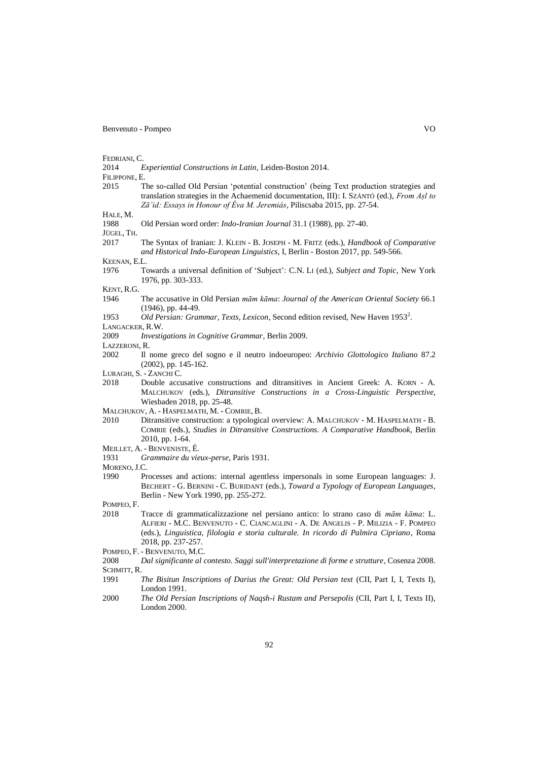FEDRIANI, C.

2014 *Experiential Constructions in Latin*, Leiden-Boston 2014.

FILIPPONE, E.

2015 The so-called Old Persian 'potential construction' (being Text production strategies and translation strategies in the Achaemenid documentation, III): I. SZÁNTÓ (ed.), *From Aṣl to Zā'id: Essays in Honour of Éva M. Jeremiás*, Piliscsaba 2015, pp. 27-54.

HALE, M.

1988 Old Persian word order: *Indo-Iranian Journal* 31.1 (1988), pp. 27-40.

JÜGEL, TH.

2017 The Syntax of Iranian: J. KLEIN - B. JOSEPH - M. FRITZ (eds.), *Handbook of Comparative and Historical Indo-European Linguistics*, I, Berlin - Boston 2017, pp. 549-566.

KEENAN, E.L.

1976 Towards a universal definition of 'Subject': C.N. LI (ed.), *Subject and Topic*, New York 1976, pp. 303-333.

KENT, R.G.

1946 The accusative in Old Persian *mām kāma*: *Journal of the American Oriental Society* 66.1 (1946), pp. 44-49.

1953 *Old Persian: Grammar, Texts, Lexicon*, Second edition revised, New Haven 1953².

LANGACKER, R.W.

2009 *Investigations in Cognitive Grammar*, Berlin 2009.

LAZZERONI, R.

2002 Il nome greco del sogno e il neutro indoeuropeo: *Archivio Glottologico Italiano* 87.2 (2002), pp. 145-162.

LURAGHI, S. - ZANCHI C.

2018 Double accusative constructions and ditransitives in Ancient Greek: A. KORN - A. MALCHUKOV (eds.), *Ditransitive Constructions in a Cross-Linguistic Perspective*, Wiesbaden 2018, pp. 25-48.

MALCHUKOV, A. - HASPELMATH, M. - COMRIE, B.

2010 Ditransitive construction: a typological overview: A. MALCHUKOV - M. HASPELMATH - B. COMRIE (eds.), *Studies in Ditransitive Constructions. A Comparative Handbook*, Berlin 2010, pp. 1-64.

MEILLET, A. - BENVENISTE, É.

1931 *Grammaire du vieux-perse*, Paris 1931.

MORENO, J.C.

1990 Processes and actions: internal agentless impersonals in some European languages: J. BECHERT - G. BERNINI - C. BURIDANT (eds.), *Toward a Typology of European Languages*, Berlin - New York 1990, pp. 255-272.

POMPEO, F.

2018 Tracce di grammaticalizzazione nel persiano antico: lo strano caso di *mām kāma*: L. ALFIERI - M.C. BENVENUTO - C. CIANCAGLINI - A. DE ANGELIS - P. MILIZIA - F. POMPEO (eds.), *Linguistica, filologia e storia culturale. In ricordo di Palmira Cipriano*, Roma 2018, pp. 237-257.

POMPEO, F. - BENVENUTO, M.C.

2008 *Dal significante al contesto. Saggi sull'interpretazione di forme e strutture*, Cosenza 2008.

SCHMITT, R.

1991 *The Bisitun Inscriptions of Darius the Great: Old Persian text* (CII, Part I, I, Texts I), London 1991.

2000 *The Old Persian Inscriptions of Naqsh-i Rustam and Persepolis* (CII, Part I, I, Texts II), London 2000.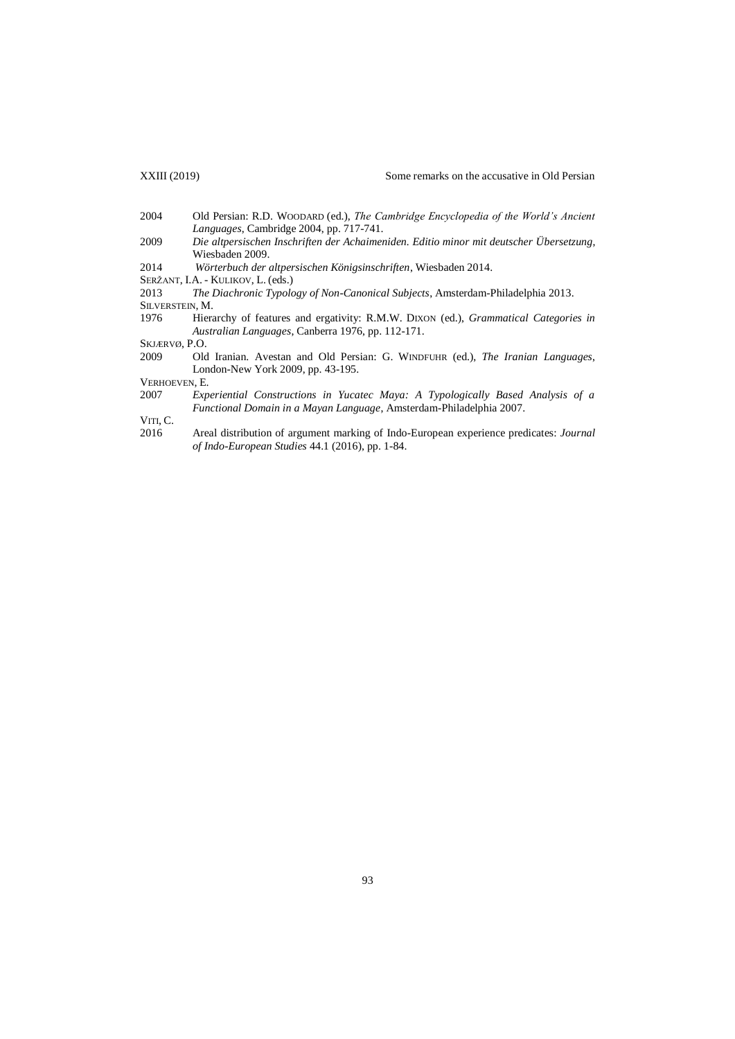2004 Old Persian: R.D. WOODARD (ed.), *The Cambridge Encyclopedia of the World's Ancient Languages*, Cambridge 2004, pp. 717-741.

2009 *Die altpersischen Inschriften der Achaimeniden. Editio minor mit deutscher Übersetzung*, Wiesbaden 2009.

2014 *Wörterbuch der altpersischen Königsinschriften*, Wiesbaden 2014.

SERŽANT, I.A. - KULIKOV, L. (eds.)

2013 *The Diachronic Typology of Non-Canonical Subjects*, Amsterdam-Philadelphia 2013.

SILVERSTEIN, M.

1976 Hierarchy of features and ergativity: R.M.W. DIXON (ed.), *Grammatical Categories in Australian Languages*, Canberra 1976, pp. 112-171.

SKJÆRVØ, P.O.

2009 Old Iranian. Avestan and Old Persian: G. WINDFUHR (ed.), *The Iranian Languages*, London-New York 2009, pp. 43-195.

VERHOEVEN, E.

2007 *Experiential Constructions in Yucatec Maya: A Typologically Based Analysis of a Functional Domain in a Mayan Language*, Amsterdam-Philadelphia 2007.

VITI, C.

2016 Areal distribution of argument marking of Indo-European experience predicates: *Journal of Indo-European Studies* 44.1 (2016), pp. 1-84.